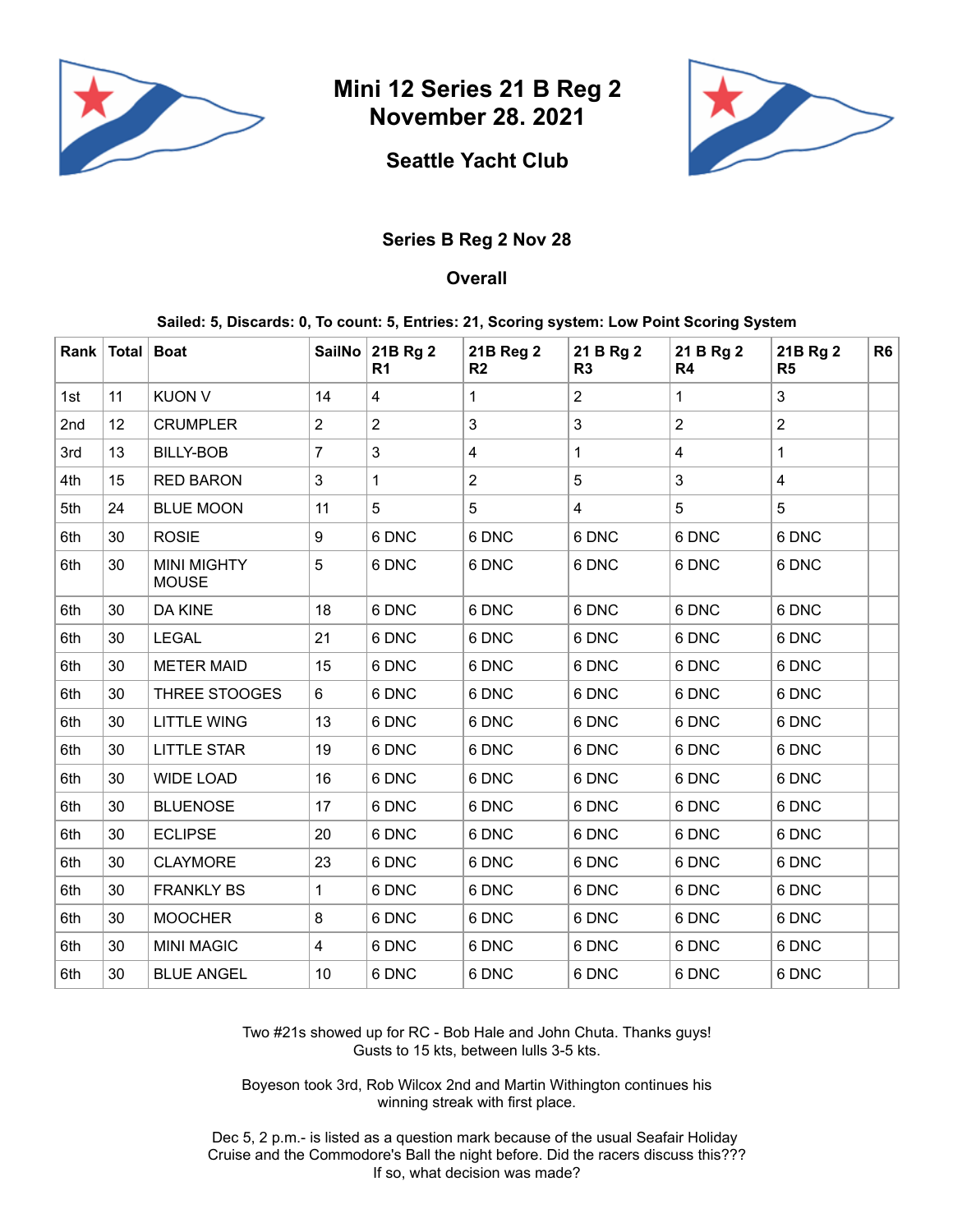# Mini 12 Series 21 B Reg 2
# November 28. 2021

## Seattle Yacht Club

### Series B Reg 2 Nov 28

### Overall

**Sailed: 5, Discards: 0, To count: 5, Entries: 21, Scoring system: Low Point Scoring System**

| Rank | Total | Boat | SailNo | 21B Rg 2 R1 | 21B Reg 2 R2 | 21 B Rg 2 R3 | 21 B Rg 2 R4 | 21B Rg 2 R5 | R6 |
|---|---|---|---|---|---|---|---|---|---|
| 1st | 11 | KUON V | 14 | 4 | 1 | 2 | 1 | 3 | |
| 2nd | 12 | CRUMPLER | 2 | 2 | 3 | 3 | 2 | 2 | |
| 3rd | 13 | BILLY-BOB | 7 | 3 | 4 | 1 | 4 | 1 | |
| 4th | 15 | RED BARON | 3 | 1 | 2 | 5 | 3 | 4 | |
| 5th | 24 | BLUE MOON | 11 | 5 | 5 | 4 | 5 | 5 | |
| 6th | 30 | ROSIE | 9 | 6 DNC | 6 DNC | 6 DNC | 6 DNC | 6 DNC | |
| 6th | 30 | MINI MIGHTY MOUSE | 5 | 6 DNC | 6 DNC | 6 DNC | 6 DNC | 6 DNC | |
| 6th | 30 | DA KINE | 18 | 6 DNC | 6 DNC | 6 DNC | 6 DNC | 6 DNC | |
| 6th | 30 | LEGAL | 21 | 6 DNC | 6 DNC | 6 DNC | 6 DNC | 6 DNC | |
| 6th | 30 | METER MAID | 15 | 6 DNC | 6 DNC | 6 DNC | 6 DNC | 6 DNC | |
| 6th | 30 | THREE STOOGES | 6 | 6 DNC | 6 DNC | 6 DNC | 6 DNC | 6 DNC | |
| 6th | 30 | LITTLE WING | 13 | 6 DNC | 6 DNC | 6 DNC | 6 DNC | 6 DNC | |
| 6th | 30 | LITTLE STAR | 19 | 6 DNC | 6 DNC | 6 DNC | 6 DNC | 6 DNC | |
| 6th | 30 | WIDE LOAD | 16 | 6 DNC | 6 DNC | 6 DNC | 6 DNC | 6 DNC | |
| 6th | 30 | BLUENOSE | 17 | 6 DNC | 6 DNC | 6 DNC | 6 DNC | 6 DNC | |
| 6th | 30 | ECLIPSE | 20 | 6 DNC | 6 DNC | 6 DNC | 6 DNC | 6 DNC | |
| 6th | 30 | CLAYMORE | 23 | 6 DNC | 6 DNC | 6 DNC | 6 DNC | 6 DNC | |
| 6th | 30 | FRANKLY BS | 1 | 6 DNC | 6 DNC | 6 DNC | 6 DNC | 6 DNC | |
| 6th | 30 | MOOCHER | 8 | 6 DNC | 6 DNC | 6 DNC | 6 DNC | 6 DNC | |
| 6th | 30 | MINI MAGIC | 4 | 6 DNC | 6 DNC | 6 DNC | 6 DNC | 6 DNC | |
| 6th | 30 | BLUE ANGEL | 10 | 6 DNC | 6 DNC | 6 DNC | 6 DNC | 6 DNC | |

Two #21s showed up for RC - Bob Hale and John Chuta. Thanks guys!
Gusts to 15 kts, between lulls 3-5 kts.

Boyeson took 3rd, Rob Wilcox 2nd and Martin Withington continues his winning streak with first place.

Dec 5, 2 p.m.- is listed as a question mark because of the usual Seafair Holiday Cruise and the Commodore's Ball the night before. Did the racers discuss this??? If so, what decision was made?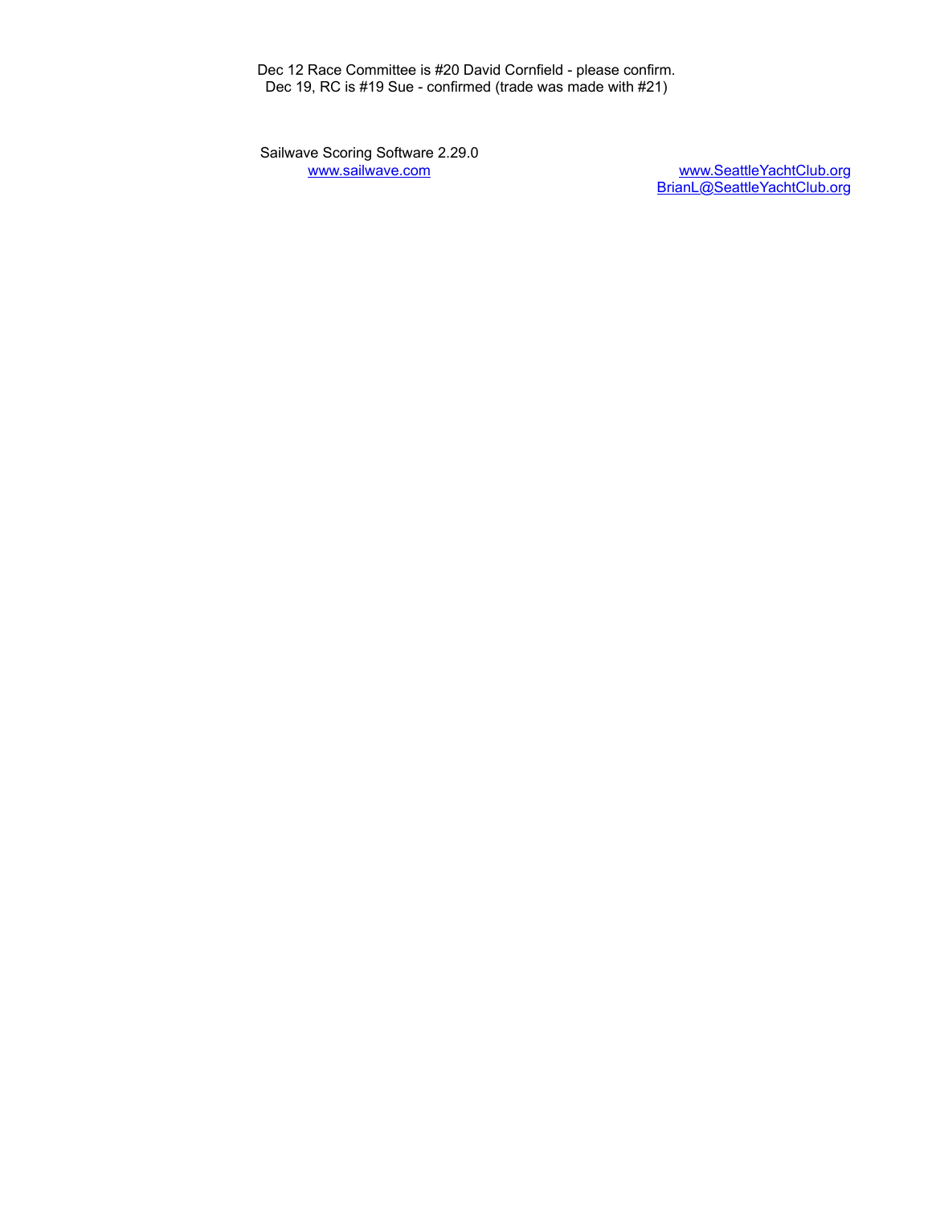Dec 12 Race Committee is #20 David Cornfield - please confirm.
Dec 19, RC is #19 Sue - confirmed (trade was made with #21)

Sailwave Scoring Software 2.29.0
www.sailwave.com

www.SeattleYachtClub.org
BrianL@SeattleYachtClub.org